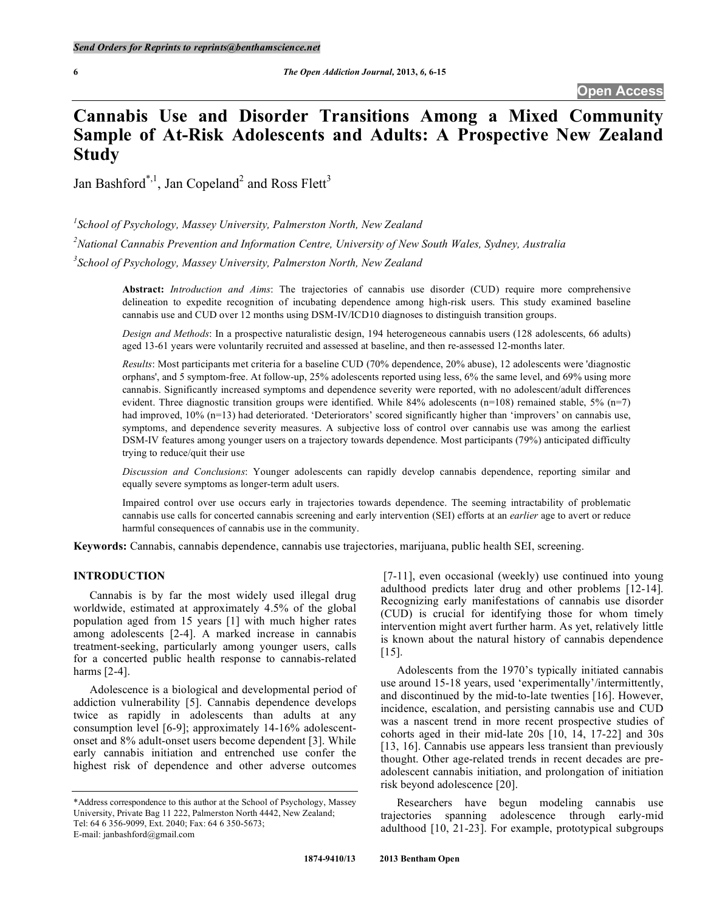# Cannabis Use and Disorder Transitions Among a Mixed Community Sample of At-Risk Adolescents and Adults: A Prospective New Zealand Study

Jan Bashford[*,1], Jan Copeland[2] and Ross Flett[3]

[1]*School of Psychology, Massey University, Palmerston North, New Zealand*

[2]*National Cannabis Prevention and Information Centre, University of New South Wales, Sydney, Australia*

[3]*School of Psychology, Massey University, Palmerston North, New Zealand*

**Abstract:** *Introduction and Aims*: The trajectories of cannabis use disorder (CUD) require more comprehensive delineation to expedite recognition of incubating dependence among high-risk users. This study examined baseline cannabis use and CUD over 12 months using DSM-IV/ICD10 diagnoses to distinguish transition groups.

*Design and Methods*: In a prospective naturalistic design, 194 heterogeneous cannabis users (128 adolescents, 66 adults) aged 13-61 years were voluntarily recruited and assessed at baseline, and then re-assessed 12-months later.

*Results*: Most participants met criteria for a baseline CUD (70% dependence, 20% abuse), 12 adolescents were 'diagnostic orphans', and 5 symptom-free. At follow-up, 25% adolescents reported using less, 6% the same level, and 69% using more cannabis. Significantly increased symptoms and dependence severity were reported, with no adolescent/adult differences evident. Three diagnostic transition groups were identified. While 84% adolescents (n=108) remained stable, 5% (n=7) had improved, 10% (n=13) had deteriorated. 'Deteriorators' scored significantly higher than 'improvers' on cannabis use, symptoms, and dependence severity measures. A subjective loss of control over cannabis use was among the earliest DSM-IV features among younger users on a trajectory towards dependence. Most participants (79%) anticipated difficulty trying to reduce/quit their use

*Discussion and Conclusions*: Younger adolescents can rapidly develop cannabis dependence, reporting similar and equally severe symptoms as longer-term adult users.

Impaired control over use occurs early in trajectories towards dependence. The seeming intractability of problematic cannabis use calls for concerted cannabis screening and early intervention (SEI) efforts at an *earlier* age to avert or reduce harmful consequences of cannabis use in the community.

**Keywords:** Cannabis, cannabis dependence, cannabis use trajectories, marijuana, public health SEI, screening.

## INTRODUCTION

Cannabis is by far the most widely used illegal drug worldwide, estimated at approximately 4.5% of the global population aged from 15 years [1] with much higher rates among adolescents [2-4]. A marked increase in cannabis treatment-seeking, particularly among younger users, calls for a concerted public health response to cannabis-related harms [2-4].

Adolescence is a biological and developmental period of addiction vulnerability [5]. Cannabis dependence develops twice as rapidly in adolescents than adults at any consumption level [6-9]; approximately 14-16% adolescent-onset and 8% adult-onset users become dependent [3]. While early cannabis initiation and entrenched use confer the highest risk of dependence and other adverse outcomes [7-11], even occasional (weekly) use continued into young adulthood predicts later drug and other problems [12-14]. Recognizing early manifestations of cannabis use disorder (CUD) is crucial for identifying those for whom timely intervention might avert further harm. As yet, relatively little is known about the natural history of cannabis dependence [15].

Adolescents from the 1970's typically initiated cannabis use around 15-18 years, used 'experimentally'/intermittently, and discontinued by the mid-to-late twenties [16]. However, incidence, escalation, and persisting cannabis use and CUD was a nascent trend in more recent prospective studies of cohorts aged in their mid-late 20s [10, 14, 17-22] and 30s [13, 16]. Cannabis use appears less transient than previously thought. Other age-related trends in recent decades are pre-adolescent cannabis initiation, and prolongation of initiation risk beyond adolescence [20].

Researchers have begun modeling cannabis use trajectories spanning adolescence through early-mid adulthood [10, 21-23]. For example, prototypical subgroups

*Address correspondence to this author at the School of Psychology, Massey University, Private Bag 11 222, Palmerston North 4442, New Zealand; Tel: 64 6 356-9099, Ext. 2040; Fax: 64 6 350-5673; E-mail: janbashford@gmail.com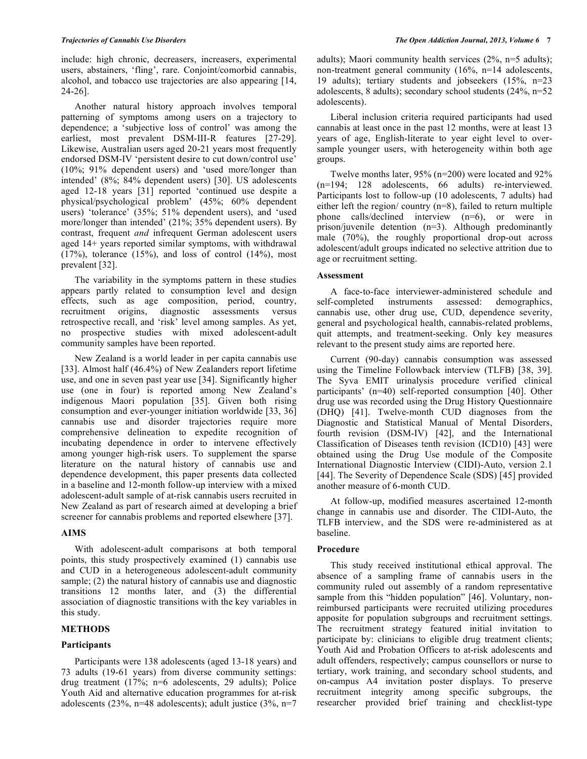include: high chronic, decreasers, increasers, experimental users, abstainers, 'fling', rare. Conjoint/comorbid cannabis, alcohol, and tobacco use trajectories are also appearing [14, 24-26].

Another natural history approach involves temporal patterning of symptoms among users on a trajectory to dependence; a 'subjective loss of control' was among the earliest, most prevalent DSM-III-R features [27-29]. Likewise, Australian users aged 20-21 years most frequently endorsed DSM-IV 'persistent desire to cut down/control use' (10%; 91% dependent users) and 'used more/longer than intended' (8%; 84% dependent users) [30]. US adolescents aged 12-18 years [31] reported 'continued use despite a physical/psychological problem' (45%; 60% dependent users) 'tolerance' (35%; 51% dependent users), and 'used more/longer than intended' (21%; 35% dependent users). By contrast, frequent *and* infrequent German adolescent users aged 14+ years reported similar symptoms, with withdrawal (17%), tolerance (15%), and loss of control (14%), most prevalent [32].

The variability in the symptoms pattern in these studies appears partly related to consumption level and design effects, such as age composition, period, country, recruitment origins, diagnostic assessments versus retrospective recall, and 'risk' level among samples. As yet, no prospective studies with mixed adolescent-adult community samples have been reported.

New Zealand is a world leader in per capita cannabis use [33]. Almost half (46.4%) of New Zealanders report lifetime use, and one in seven past year use [34]. Significantly higher use (one in four) is reported among New Zealand's indigenous Maori population [35]. Given both rising consumption and ever-younger initiation worldwide [33, 36] cannabis use and disorder trajectories require more comprehensive delineation to expedite recognition of incubating dependence in order to intervene effectively among younger high-risk users. To supplement the sparse literature on the natural history of cannabis use and dependence development, this paper presents data collected in a baseline and 12-month follow-up interview with a mixed adolescent-adult sample of at-risk cannabis users recruited in New Zealand as part of research aimed at developing a brief screener for cannabis problems and reported elsewhere [37].

## AIMS

With adolescent-adult comparisons at both temporal points, this study prospectively examined (1) cannabis use and CUD in a heterogeneous adolescent-adult community sample; (2) the natural history of cannabis use and diagnostic transitions 12 months later, and (3) the differential association of diagnostic transitions with the key variables in this study.

## METHODS

### Participants

Participants were 138 adolescents (aged 13-18 years) and 73 adults (19-61 years) from diverse community settings: drug treatment (17%; n=6 adolescents, 29 adults); Police Youth Aid and alternative education programmes for at-risk adolescents (23%, n=48 adolescents); adult justice (3%, n=7 adults); Maori community health services (2%, n=5 adults); non-treatment general community (16%, n=14 adolescents, 19 adults); tertiary students and jobseekers (15%, n=23 adolescents, 8 adults); secondary school students (24%, n=52 adolescents).

Liberal inclusion criteria required participants had used cannabis at least once in the past 12 months, were at least 13 years of age, English-literate to year eight level to over-sample younger users, with heterogeneity within both age groups.

Twelve months later, 95% (n=200) were located and 92% (n=194; 128 adolescents, 66 adults) re-interviewed. Participants lost to follow-up (10 adolescents, 7 adults) had either left the region/ country (n=8), failed to return multiple phone calls/declined interview (n=6), or were in prison/juvenile detention (n=3). Although predominantly male (70%), the roughly proportional drop-out across adolescent/adult groups indicated no selective attrition due to age or recruitment setting.

### Assessment

A face-to-face interviewer-administered schedule and self-completed instruments assessed: demographics, cannabis use, other drug use, CUD, dependence severity, general and psychological health, cannabis-related problems, quit attempts, and treatment-seeking. Only key measures relevant to the present study aims are reported here.

Current (90-day) cannabis consumption was assessed using the Timeline Followback interview (TLFB) [38, 39]. The Syva EMIT urinalysis procedure verified clinical participants' (n=40) self-reported consumption [40]. Other drug use was recorded using the Drug History Questionnaire (DHQ) [41]. Twelve-month CUD diagnoses from the Diagnostic and Statistical Manual of Mental Disorders, fourth revision (DSM-IV) [42], and the International Classification of Diseases tenth revision (ICD10) [43] were obtained using the Drug Use module of the Composite International Diagnostic Interview (CIDI)-Auto, version 2.1 [44]. The Severity of Dependence Scale (SDS) [45] provided another measure of 6-month CUD.

At follow-up, modified measures ascertained 12-month change in cannabis use and disorder. The CIDI-Auto, the TLFB interview, and the SDS were re-administered as at baseline.

### Procedure

This study received institutional ethical approval. The absence of a sampling frame of cannabis users in the community ruled out assembly of a random representative sample from this "hidden population" [46]. Voluntary, non-reimbursed participants were recruited utilizing procedures apposite for population subgroups and recruitment settings. The recruitment strategy featured initial invitation to participate by: clinicians to eligible drug treatment clients; Youth Aid and Probation Officers to at-risk adolescents and adult offenders, respectively; campus counsellors or nurse to tertiary, work training, and secondary school students, and on-campus A4 invitation poster displays. To preserve recruitment integrity among specific subgroups, the researcher provided brief training and checklist-type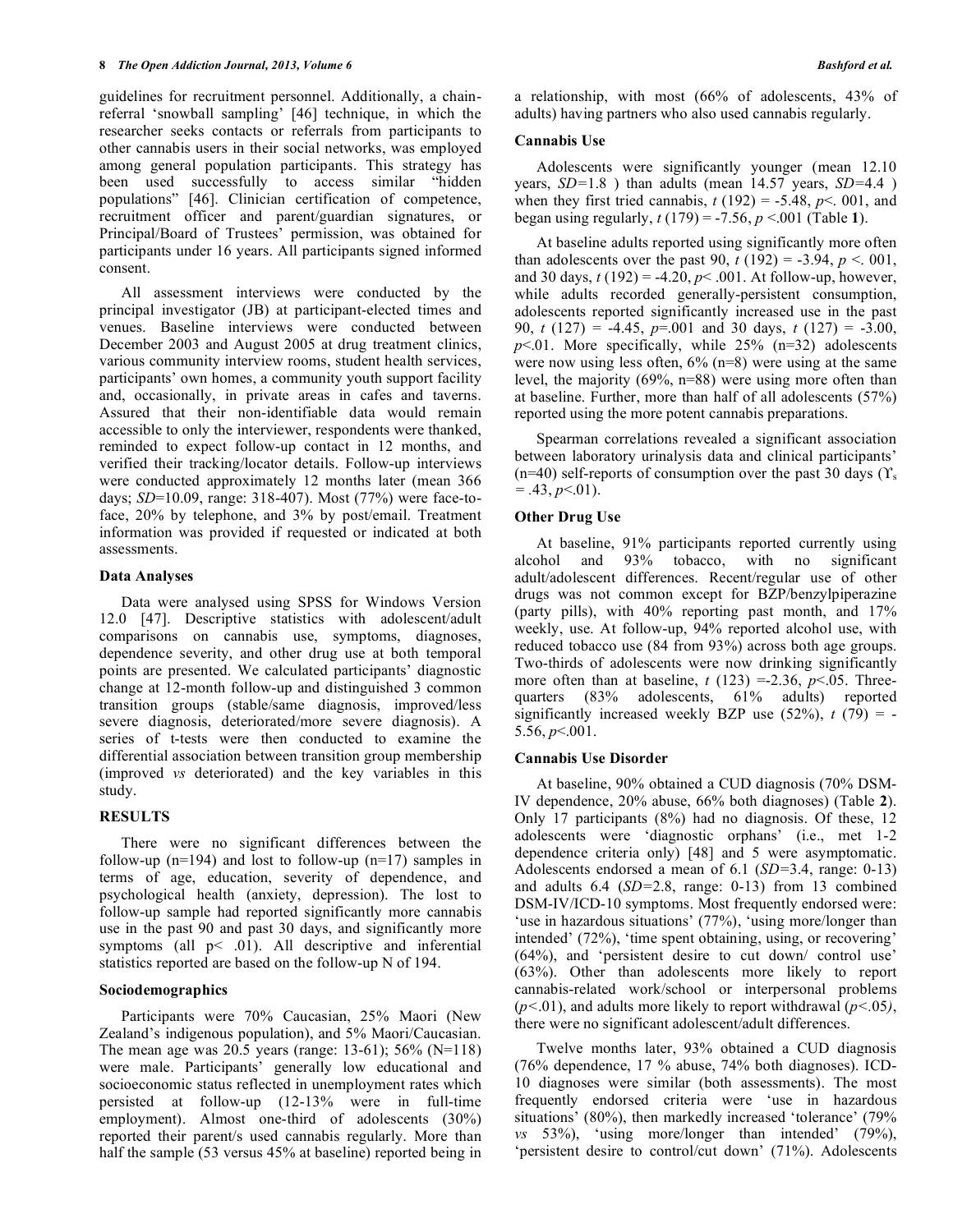guidelines for recruitment personnel. Additionally, a chain-referral 'snowball sampling' [46] technique, in which the researcher seeks contacts or referrals from participants to other cannabis users in their social networks, was employed among general population participants. This strategy has been used successfully to access similar "hidden populations" [46]. Clinician certification of competence, recruitment officer and parent/guardian signatures, or Principal/Board of Trustees' permission, was obtained for participants under 16 years. All participants signed informed consent.

All assessment interviews were conducted by the principal investigator (JB) at participant-elected times and venues. Baseline interviews were conducted between December 2003 and August 2005 at drug treatment clinics, various community interview rooms, student health services, participants' own homes, a community youth support facility and, occasionally, in private areas in cafes and taverns. Assured that their non-identifiable data would remain accessible to only the interviewer, respondents were thanked, reminded to expect follow-up contact in 12 months, and verified their tracking/locator details. Follow-up interviews were conducted approximately 12 months later (mean 366 days; *SD*=10.09, range: 318-407). Most (77%) were face-to-face, 20% by telephone, and 3% by post/email. Treatment information was provided if requested or indicated at both assessments.

### Data Analyses

Data were analysed using SPSS for Windows Version 12.0 [47]. Descriptive statistics with adolescent/adult comparisons on cannabis use, symptoms, diagnoses, dependence severity, and other drug use at both temporal points are presented. We calculated participants' diagnostic change at 12-month follow-up and distinguished 3 common transition groups (stable/same diagnosis, improved/less severe diagnosis, deteriorated/more severe diagnosis). A series of t-tests were then conducted to examine the differential association between transition group membership (improved *vs* deteriorated) and the key variables in this study.

## RESULTS

There were no significant differences between the follow-up (n=194) and lost to follow-up (n=17) samples in terms of age, education, severity of dependence, and psychological health (anxiety, depression). The lost to follow-up sample had reported significantly more cannabis use in the past 90 and past 30 days, and significantly more symptoms (all $p < .01$). All descriptive and inferential statistics reported are based on the follow-up N of 194.

### Sociodemographics

Participants were 70% Caucasian, 25% Maori (New Zealand's indigenous population), and 5% Maori/Caucasian. The mean age was 20.5 years (range: 13-61); 56% (N=118) were male. Participants' generally low educational and socioeconomic status reflected in unemployment rates which persisted at follow-up (12-13% were in full-time employment). Almost one-third of adolescents (30%) reported their parent/s used cannabis regularly. More than half the sample (53 versus 45% at baseline) reported being in a relationship, with most (66% of adolescents, 43% of adults) having partners who also used cannabis regularly.

### Cannabis Use

Adolescents were significantly younger (mean 12.10 years, *SD*=1.8 ) than adults (mean 14.57 years, *SD*=4.4 ) when they first tried cannabis, $t\ (192) = -5.48$, $p < .001$, and began using regularly, $t\ (179) = -7.56$, $p < .001$ (Table **1**).

At baseline adults reported using significantly more often than adolescents over the past 90, $t\ (192) = -3.94$, $p < .001$, and 30 days, $t\ (192) = -4.20$, $p < .001$. At follow-up, however, while adults recorded generally-persistent consumption, adolescents reported significantly increased use in the past 90, $t\ (127) = -4.45$, $p=.001$ and 30 days, $t\ (127) = -3.00$, $p<.01$. More specifically, while 25% (n=32) adolescents were now using less often, 6% (n=8) were using at the same level, the majority (69%, n=88) were using more often than at baseline. Further, more than half of all adolescents (57%) reported using the more potent cannabis preparations.

Spearman correlations revealed a significant association between laboratory urinalysis data and clinical participants' (n=40) self-reports of consumption over the past 30 days ($r_s = .43$, $p<.01$).

### Other Drug Use

At baseline, 91% participants reported currently using alcohol and 93% tobacco, with no significant adult/adolescent differences. Recent/regular use of other drugs was not common except for BZP/benzylpiperazine (party pills), with 40% reporting past month, and 17% weekly, use. At follow-up, 94% reported alcohol use, with reduced tobacco use (84 from 93%) across both age groups. Two-thirds of adolescents were now drinking significantly more often than at baseline, $t\ (123) = -2.36$, $p<.05$. Three-quarters (83% adolescents, 61% adults) reported significantly increased weekly BZP use (52%), $t\ (79) = -5.56$, $p<.001$.

### Cannabis Use Disorder

At baseline, 90% obtained a CUD diagnosis (70% DSM-IV dependence, 20% abuse, 66% both diagnoses) (Table **2**). Only 17 participants (8%) had no diagnosis. Of these, 12 adolescents were 'diagnostic orphans' (i.e., met 1-2 dependence criteria only) [48] and 5 were asymptomatic. Adolescents endorsed a mean of 6.1 (*SD*=3.4, range: 0-13) and adults 6.4 (*SD*=2.8, range: 0-13) from 13 combined DSM-IV/ICD-10 symptoms. Most frequently endorsed were: 'use in hazardous situations' (77%), 'using more/longer than intended' (72%), 'time spent obtaining, using, or recovering' (64%), and 'persistent desire to cut down/ control use' (63%). Other than adolescents more likely to report cannabis-related work/school or interpersonal problems ($p<.01$), and adults more likely to report withdrawal ($p<.05$), there were no significant adolescent/adult differences.

Twelve months later, 93% obtained a CUD diagnosis (76% dependence, 17 % abuse, 74% both diagnoses). ICD-10 diagnoses were similar (both assessments). The most frequently endorsed criteria were 'use in hazardous situations' (80%), then markedly increased 'tolerance' (79% *vs* 53%), 'using more/longer than intended' (79%), 'persistent desire to control/cut down' (71%). Adolescents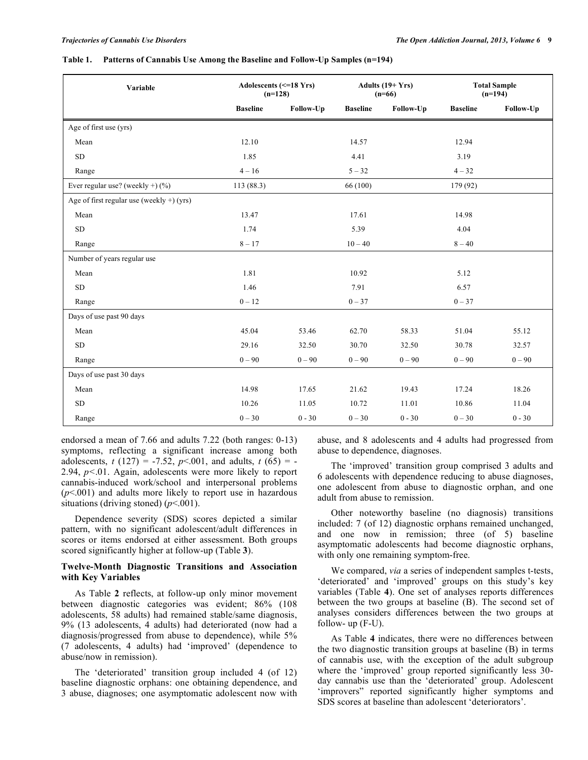**Table 1. Patterns of Cannabis Use Among the Baseline and Follow-Up Samples (n=194)**

| Variable | Adolescents (<=18 Yrs) (n=128) | | Adults (19+ Yrs) (n=66) | | Total Sample (n=194) | |
|---|---|---|---|---|---|---|
| | Baseline | Follow-Up | Baseline | Follow-Up | Baseline | Follow-Up |
| Age of first use (yrs) | | | | | | |
| Mean | 12.10 | | 14.57 | | 12.94 | |
| SD | 1.85 | | 4.41 | | 3.19 | |
| Range | 4 – 16 | | 5 – 32 | | 4 – 32 | |
| Ever regular use? (weekly +) (%) | 113 (88.3) | | 66 (100) | | 179 (92) | |
| Age of first regular use (weekly +) (yrs) | | | | | | |
| Mean | 13.47 | | 17.61 | | 14.98 | |
| SD | 1.74 | | 5.39 | | 4.04 | |
| Range | 8 – 17 | | 10 – 40 | | 8 – 40 | |
| Number of years regular use | | | | | | |
| Mean | 1.81 | | 10.92 | | 5.12 | |
| SD | 1.46 | | 7.91 | | 6.57 | |
| Range | 0 – 12 | | 0 – 37 | | 0 – 37 | |
| Days of use past 90 days | | | | | | |
| Mean | 45.04 | 53.46 | 62.70 | 58.33 | 51.04 | 55.12 |
| SD | 29.16 | 32.50 | 30.70 | 32.50 | 30.78 | 32.57 |
| Range | 0 – 90 | 0 – 90 | 0 – 90 | 0 – 90 | 0 – 90 | 0 – 90 |
| Days of use past 30 days | | | | | | |
| Mean | 14.98 | 17.65 | 21.62 | 19.43 | 17.24 | 18.26 |
| SD | 10.26 | 11.05 | 10.72 | 11.01 | 10.86 | 11.04 |
| Range | 0 – 30 | 0 - 30 | 0 – 30 | 0 - 30 | 0 – 30 | 0 - 30 |

endorsed a mean of 7.66 and adults 7.22 (both ranges: 0-13) symptoms, reflecting a significant increase among both adolescents, $t$ (127) = -7.52, $p$<.001, and adults, $t$ (65) = -2.94, $p$<.01. Again, adolescents were more likely to report cannabis-induced work/school and interpersonal problems ($p$<.001) and adults more likely to report use in hazardous situations (driving stoned) ($p$<.001).

Dependence severity (SDS) scores depicted a similar pattern, with no significant adolescent/adult differences in scores or items endorsed at either assessment. Both groups scored significantly higher at follow-up (Table **3**).

### Twelve-Month Diagnostic Transitions and Association with Key Variables

As Table **2** reflects, at follow-up only minor movement between diagnostic categories was evident; 86% (108 adolescents, 58 adults) had remained stable/same diagnosis, 9% (13 adolescents, 4 adults) had deteriorated (now had a diagnosis/progressed from abuse to dependence), while 5% (7 adolescents, 4 adults) had 'improved' (dependence to abuse/now in remission).

The 'deteriorated' transition group included 4 (of 12) baseline diagnostic orphans: one obtaining dependence, and 3 abuse, diagnoses; one asymptomatic adolescent now with abuse, and 8 adolescents and 4 adults had progressed from abuse to dependence, diagnoses.

The 'improved' transition group comprised 3 adults and 6 adolescents with dependence reducing to abuse diagnoses, one adolescent from abuse to diagnostic orphan, and one adult from abuse to remission.

Other noteworthy baseline (no diagnosis) transitions included: 7 (of 12) diagnostic orphans remained unchanged, and one now in remission; three (of 5) baseline asymptomatic adolescents had become diagnostic orphans, with only one remaining symptom-free.

We compared, *via* a series of independent samples t-tests, 'deteriorated' and 'improved' groups on this study's key variables (Table **4**). One set of analyses reports differences between the two groups at baseline (B). The second set of analyses considers differences between the two groups at follow- up (F-U).

As Table **4** indicates, there were no differences between the two diagnostic transition groups at baseline (B) in terms of cannabis use, with the exception of the adult subgroup where the 'improved' group reported significantly less 30-day cannabis use than the 'deteriorated' group. Adolescent 'improvers" reported significantly higher symptoms and SDS scores at baseline than adolescent 'deteriorators'.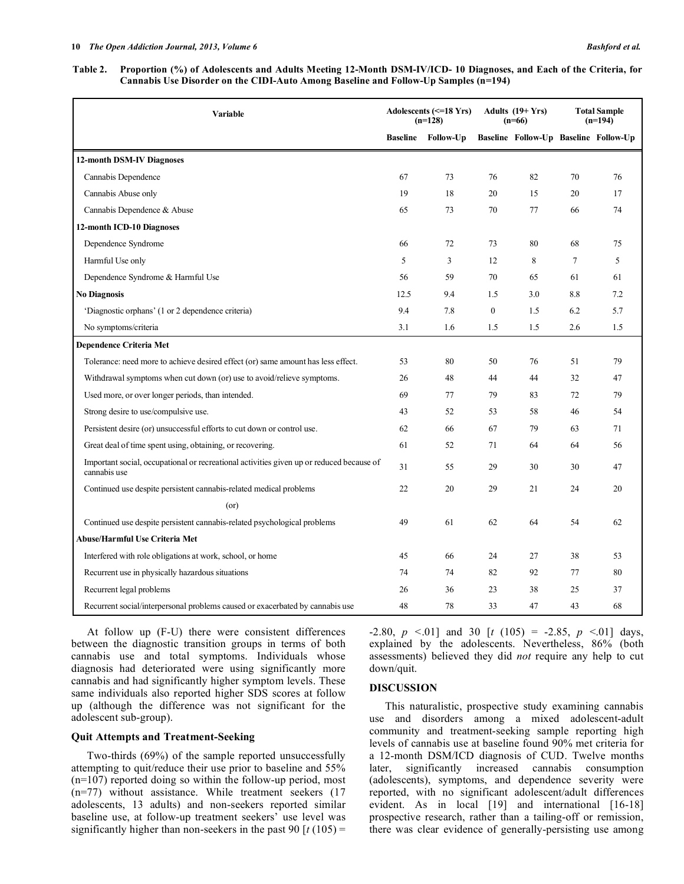**Table 2. Proportion (%) of Adolescents and Adults Meeting 12-Month DSM-IV/ICD- 10 Diagnoses, and Each of the Criteria, for Cannabis Use Disorder on the CIDI-Auto Among Baseline and Follow-Up Samples (n=194)**

| Variable | Adolescents (<=18 Yrs) (n=128) | | Adults (19+ Yrs) (n=66) | | Total Sample (n=194) | |
|---|---|---|---|---|---|---|
| | Baseline | Follow-Up | Baseline | Follow-Up | Baseline | Follow-Up |
| **12-month DSM-IV Diagnoses** | | | | | | |
| Cannabis Dependence | 67 | 73 | 76 | 82 | 70 | 76 |
| Cannabis Abuse only | 19 | 18 | 20 | 15 | 20 | 17 |
| Cannabis Dependence & Abuse | 65 | 73 | 70 | 77 | 66 | 74 |
| **12-month ICD-10 Diagnoses** | | | | | | |
| Dependence Syndrome | 66 | 72 | 73 | 80 | 68 | 75 |
| Harmful Use only | 5 | 3 | 12 | 8 | 7 | 5 |
| Dependence Syndrome & Harmful Use | 56 | 59 | 70 | 65 | 61 | 61 |
| **No Diagnosis** | 12.5 | 9.4 | 1.5 | 3.0 | 8.8 | 7.2 |
| 'Diagnostic orphans' (1 or 2 dependence criteria) | 9.4 | 7.8 | 0 | 1.5 | 6.2 | 5.7 |
| No symptoms/criteria | 3.1 | 1.6 | 1.5 | 1.5 | 2.6 | 1.5 |
| **Dependence Criteria Met** | | | | | | |
| Tolerance: need more to achieve desired effect (or) same amount has less effect. | 53 | 80 | 50 | 76 | 51 | 79 |
| Withdrawal symptoms when cut down (or) use to avoid/relieve symptoms. | 26 | 48 | 44 | 44 | 32 | 47 |
| Used more, or over longer periods, than intended. | 69 | 77 | 79 | 83 | 72 | 79 |
| Strong desire to use/compulsive use. | 43 | 52 | 53 | 58 | 46 | 54 |
| Persistent desire (or) unsuccessful efforts to cut down or control use. | 62 | 66 | 67 | 79 | 63 | 71 |
| Great deal of time spent using, obtaining, or recovering. | 61 | 52 | 71 | 64 | 64 | 56 |
| Important social, occupational or recreational activities given up or reduced because of cannabis use | 31 | 55 | 29 | 30 | 30 | 47 |
| Continued use despite persistent cannabis-related medical problems | 22 | 20 | 29 | 21 | 24 | 20 |
| (or) | | | | | | |
| Continued use despite persistent cannabis-related psychological problems | 49 | 61 | 62 | 64 | 54 | 62 |
| **Abuse/Harmful Use Criteria Met** | | | | | | |
| Interfered with role obligations at work, school, or home | 45 | 66 | 24 | 27 | 38 | 53 |
| Recurrent use in physically hazardous situations | 74 | 74 | 82 | 92 | 77 | 80 |
| Recurrent legal problems | 26 | 36 | 23 | 38 | 25 | 37 |
| Recurrent social/interpersonal problems caused or exacerbated by cannabis use | 48 | 78 | 33 | 47 | 43 | 68 |

At follow up (F-U) there were consistent differences between the diagnostic transition groups in terms of both cannabis use and total symptoms. Individuals whose diagnosis had deteriorated were using significantly more cannabis and had significantly higher symptom levels. These same individuals also reported higher SDS scores at follow up (although the difference was not significant for the adolescent sub-group).

### Quit Attempts and Treatment-Seeking

Two-thirds (69%) of the sample reported unsuccessfully attempting to quit/reduce their use prior to baseline and 55% (n=107) reported doing so within the follow-up period, most (n=77) without assistance. While treatment seekers (17 adolescents, 13 adults) and non-seekers reported similar baseline use, at follow-up treatment seekers' use level was significantly higher than non-seekers in the past 90 [$t$ (105) = -2.80, $p$ <.01] and 30 [$t$ (105) = -2.85, $p$ <.01] days, explained by the adolescents. Nevertheless, 86% (both assessments) believed they did *not* require any help to cut down/quit.

## DISCUSSION

This naturalistic, prospective study examining cannabis use and disorders among a mixed adolescent-adult community and treatment-seeking sample reporting high levels of cannabis use at baseline found 90% met criteria for a 12-month DSM/ICD diagnosis of CUD. Twelve months later, significantly increased cannabis consumption (adolescents), symptoms, and dependence severity were reported, with no significant adolescent/adult differences evident. As in local [19] and international [16-18] prospective research, rather than a tailing-off or remission, there was clear evidence of generally-persisting use among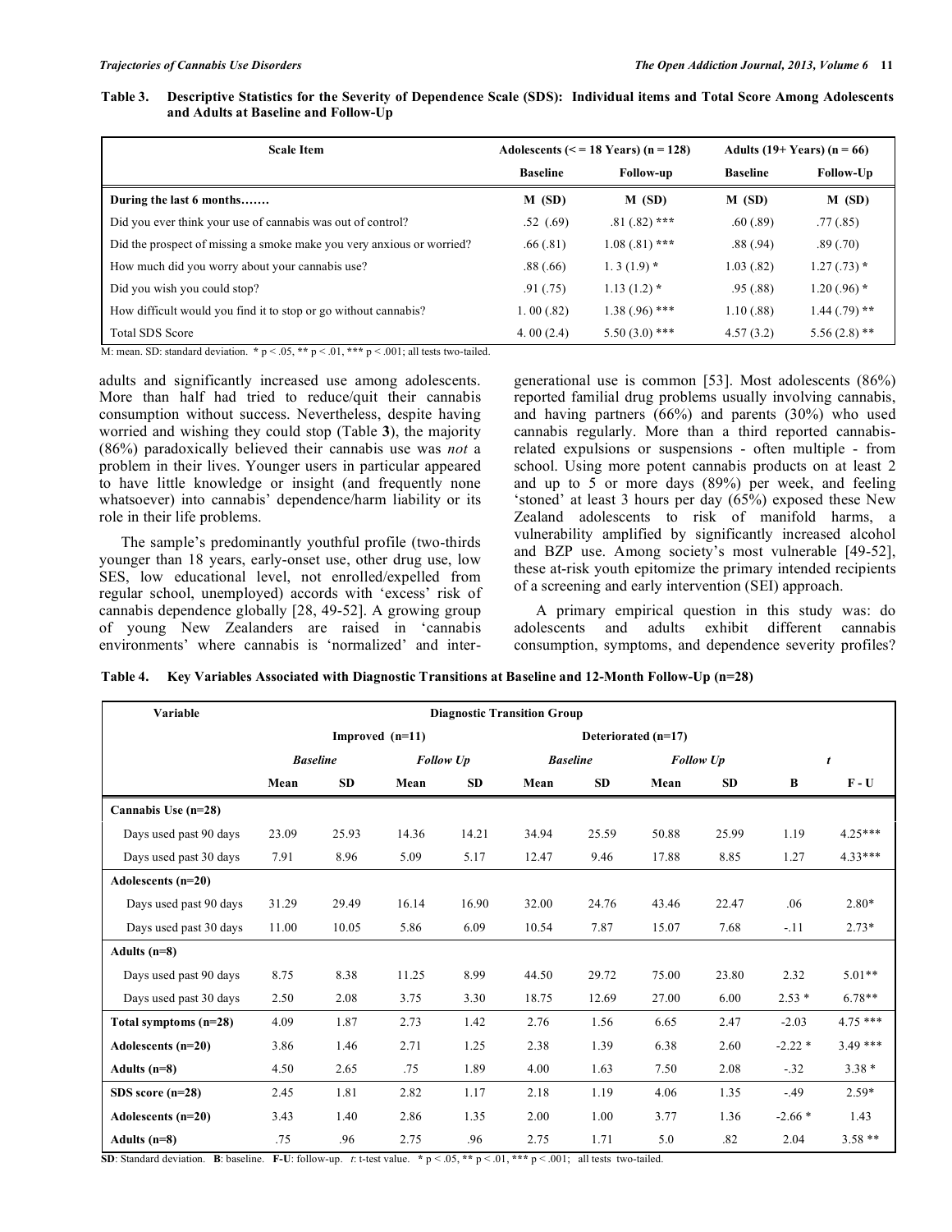**Table 3. Descriptive Statistics for the Severity of Dependence Scale (SDS): Individual items and Total Score Among Adolescents and Adults at Baseline and Follow-Up**

| Scale Item | Adolescents (< = 18 Years) (n = 128) | | Adults (19+ Years) (n = 66) | |
|---|---|---|---|---|
| | Baseline | Follow-up | Baseline | Follow-Up |
| **During the last 6 months…….** | **M (SD)** | **M (SD)** | **M (SD)** | **M (SD)** |
| Did you ever think your use of cannabis was out of control? | .52 (.69) | .81 (.82) *** | .60 (.89) | .77 (.85) |
| Did the prospect of missing a smoke make you very anxious or worried? | .66 (.81) | 1.08 (.81) *** | .88 (.94) | .89 (.70) |
| How much did you worry about your cannabis use? | .88 (.66) | 1. 3 (1.9) * | 1.03 (.82) | 1.27 (.73) * |
| Did you wish you could stop? | .91 (.75) | 1.13 (1.2) * | .95 (.88) | 1.20 (.96) * |
| How difficult would you find it to stop or go without cannabis? | 1. 00 (.82) | 1.38 (.96) *** | 1.10 (.88) | 1.44 (.79) ** |
| Total SDS Score | 4. 00 (2.4) | 5.50 (3.0) *** | 4.57 (3.2) | 5.56 (2.8) ** |

M: mean. SD: standard deviation. * $p < .05$, ** $p < .01$, *** $p < .001$; all tests two-tailed.

adults and significantly increased use among adolescents. More than half had tried to reduce/quit their cannabis consumption without success. Nevertheless, despite having worried and wishing they could stop (Table **3**), the majority (86%) paradoxically believed their cannabis use was *not* a problem in their lives. Younger users in particular appeared to have little knowledge or insight (and frequently none whatsoever) into cannabis' dependence/harm liability or its role in their life problems.

The sample's predominantly youthful profile (two-thirds younger than 18 years, early-onset use, other drug use, low SES, low educational level, not enrolled/expelled from regular school, unemployed) accords with 'excess' risk of cannabis dependence globally [28, 49-52]. A growing group of young New Zealanders are raised in 'cannabis environments' where cannabis is 'normalized' and inter-generational use is common [53]. Most adolescents (86%) reported familial drug problems usually involving cannabis, and having partners (66%) and parents (30%) who used cannabis regularly. More than a third reported cannabis-related expulsions or suspensions - often multiple - from school. Using more potent cannabis products on at least 2 and up to 5 or more days (89%) per week, and feeling 'stoned' at least 3 hours per day (65%) exposed these New Zealand adolescents to risk of manifold harms, a vulnerability amplified by significantly increased alcohol and BZP use. Among society's most vulnerable [49-52], these at-risk youth epitomize the primary intended recipients of a screening and early intervention (SEI) approach.

A primary empirical question in this study was: do adolescents and adults exhibit different cannabis consumption, symptoms, and dependence severity profiles?

**Table 4. Key Variables Associated with Diagnostic Transitions at Baseline and 12-Month Follow-Up (n=28)**

| Variable | Diagnostic Transition Group | | | | | | | | | |
|---|---|---|---|---|---|---|---|---|---|---|
| | Improved (n=11) | | | | Deteriorated (n=17) | | | | | |
| | *Baseline* | | *Follow Up* | | *Baseline* | | *Follow Up* | | *t* | |
| | Mean | SD | Mean | SD | Mean | SD | Mean | SD | B | F - U |
| **Cannabis Use (n=28)** | | | | | | | | | | |
| Days used past 90 days | 23.09 | 25.93 | 14.36 | 14.21 | 34.94 | 25.59 | 50.88 | 25.99 | 1.19 | 4.25*** |
| Days used past 30 days | 7.91 | 8.96 | 5.09 | 5.17 | 12.47 | 9.46 | 17.88 | 8.85 | 1.27 | 4.33*** |
| **Adolescents (n=20)** | | | | | | | | | | |
| Days used past 90 days | 31.29 | 29.49 | 16.14 | 16.90 | 32.00 | 24.76 | 43.46 | 22.47 | .06 | 2.80* |
| Days used past 30 days | 11.00 | 10.05 | 5.86 | 6.09 | 10.54 | 7.87 | 15.07 | 7.68 | -.11 | 2.73* |
| **Adults (n=8)** | | | | | | | | | | |
| Days used past 90 days | 8.75 | 8.38 | 11.25 | 8.99 | 44.50 | 29.72 | 75.00 | 23.80 | 2.32 | 5.01** |
| Days used past 30 days | 2.50 | 2.08 | 3.75 | 3.30 | 18.75 | 12.69 | 27.00 | 6.00 | 2.53 * | 6.78** |
| **Total symptoms (n=28)** | 4.09 | 1.87 | 2.73 | 1.42 | 2.76 | 1.56 | 6.65 | 2.47 | -2.03 | 4.75 *** |
| **Adolescents (n=20)** | 3.86 | 1.46 | 2.71 | 1.25 | 2.38 | 1.39 | 6.38 | 2.60 | -2.22 * | 3.49 *** |
| **Adults (n=8)** | 4.50 | 2.65 | .75 | 1.89 | 4.00 | 1.63 | 7.50 | 2.08 | -.32 | 3.38 * |
| **SDS score (n=28)** | 2.45 | 1.81 | 2.82 | 1.17 | 2.18 | 1.19 | 4.06 | 1.35 | -.49 | 2.59* |
| **Adolescents (n=20)** | 3.43 | 1.40 | 2.86 | 1.35 | 2.00 | 1.00 | 3.77 | 1.36 | -2.66 * | 1.43 |
| **Adults (n=8)** | .75 | .96 | 2.75 | .96 | 2.75 | 1.71 | 5.0 | .82 | 2.04 | 3.58 ** |

**SD**: Standard deviation. **B**: baseline. **F-U**: follow-up. *t*: t-test value. * $p < .05$, ** $p < .01$, *** $p < .001$; all tests two-tailed.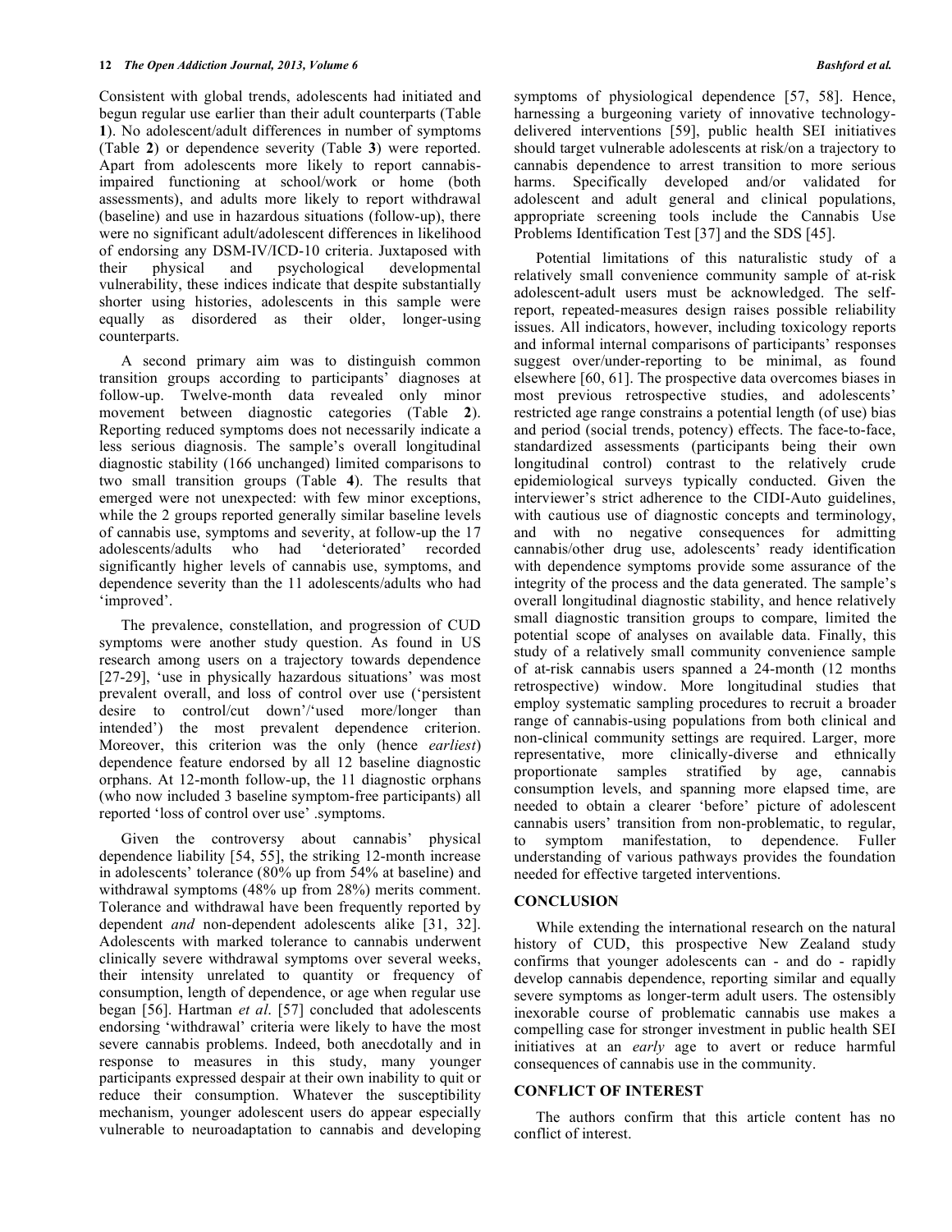Consistent with global trends, adolescents had initiated and begun regular use earlier than their adult counterparts (Table **1**). No adolescent/adult differences in number of symptoms (Table **2**) or dependence severity (Table **3**) were reported. Apart from adolescents more likely to report cannabis-impaired functioning at school/work or home (both assessments), and adults more likely to report withdrawal (baseline) and use in hazardous situations (follow-up), there were no significant adult/adolescent differences in likelihood of endorsing any DSM-IV/ICD-10 criteria. Juxtaposed with their physical and psychological developmental vulnerability, these indices indicate that despite substantially shorter using histories, adolescents in this sample were equally as disordered as their older, longer-using counterparts.

A second primary aim was to distinguish common transition groups according to participants' diagnoses at follow-up. Twelve-month data revealed only minor movement between diagnostic categories (Table **2**). Reporting reduced symptoms does not necessarily indicate a less serious diagnosis. The sample's overall longitudinal diagnostic stability (166 unchanged) limited comparisons to two small transition groups (Table **4**). The results that emerged were not unexpected: with few minor exceptions, while the 2 groups reported generally similar baseline levels of cannabis use, symptoms and severity, at follow-up the 17 adolescents/adults who had 'deteriorated' recorded significantly higher levels of cannabis use, symptoms, and dependence severity than the 11 adolescents/adults who had 'improved'.

The prevalence, constellation, and progression of CUD symptoms were another study question. As found in US research among users on a trajectory towards dependence [27-29], 'use in physically hazardous situations' was most prevalent overall, and loss of control over use ('persistent desire to control/cut down'/'used more/longer than intended') the most prevalent dependence criterion. Moreover, this criterion was the only (hence *earliest*) dependence feature endorsed by all 12 baseline diagnostic orphans. At 12-month follow-up, the 11 diagnostic orphans (who now included 3 baseline symptom-free participants) all reported 'loss of control over use' .symptoms.

Given the controversy about cannabis' physical dependence liability [54, 55], the striking 12-month increase in adolescents' tolerance (80% up from 54% at baseline) and withdrawal symptoms (48% up from 28%) merits comment. Tolerance and withdrawal have been frequently reported by dependent *and* non-dependent adolescents alike [31, 32]. Adolescents with marked tolerance to cannabis underwent clinically severe withdrawal symptoms over several weeks, their intensity unrelated to quantity or frequency of consumption, length of dependence, or age when regular use began [56]. Hartman *et al*. [57] concluded that adolescents endorsing 'withdrawal' criteria were likely to have the most severe cannabis problems. Indeed, both anecdotally and in response to measures in this study, many younger participants expressed despair at their own inability to quit or reduce their consumption. Whatever the susceptibility mechanism, younger adolescent users do appear especially vulnerable to neuroadaptation to cannabis and developing symptoms of physiological dependence [57, 58]. Hence, harnessing a burgeoning variety of innovative technology-delivered interventions [59], public health SEI initiatives should target vulnerable adolescents at risk/on a trajectory to cannabis dependence to arrest transition to more serious harms. Specifically developed and/or validated for adolescent and adult general and clinical populations, appropriate screening tools include the Cannabis Use Problems Identification Test [37] and the SDS [45].

Potential limitations of this naturalistic study of a relatively small convenience community sample of at-risk adolescent-adult users must be acknowledged. The self-report, repeated-measures design raises possible reliability issues. All indicators, however, including toxicology reports and informal internal comparisons of participants' responses suggest over/under-reporting to be minimal, as found elsewhere [60, 61]. The prospective data overcomes biases in most previous retrospective studies, and adolescents' restricted age range constrains a potential length (of use) bias and period (social trends, potency) effects. The face-to-face, standardized assessments (participants being their own longitudinal control) contrast to the relatively crude epidemiological surveys typically conducted. Given the interviewer's strict adherence to the CIDI-Auto guidelines, with cautious use of diagnostic concepts and terminology, and with no negative consequences for admitting cannabis/other drug use, adolescents' ready identification with dependence symptoms provide some assurance of the integrity of the process and the data generated. The sample's overall longitudinal diagnostic stability, and hence relatively small diagnostic transition groups to compare, limited the potential scope of analyses on available data. Finally, this study of a relatively small community convenience sample of at-risk cannabis users spanned a 24-month (12 months retrospective) window. More longitudinal studies that employ systematic sampling procedures to recruit a broader range of cannabis-using populations from both clinical and non-clinical community settings are required. Larger, more representative, more clinically-diverse and ethnically proportionate samples stratified by age, cannabis consumption levels, and spanning more elapsed time, are needed to obtain a clearer 'before' picture of adolescent cannabis users' transition from non-problematic, to regular, to symptom manifestation, to dependence. Fuller understanding of various pathways provides the foundation needed for effective targeted interventions.

## CONCLUSION

While extending the international research on the natural history of CUD, this prospective New Zealand study confirms that younger adolescents can - and do - rapidly develop cannabis dependence, reporting similar and equally severe symptoms as longer-term adult users. The ostensibly inexorable course of problematic cannabis use makes a compelling case for stronger investment in public health SEI initiatives at an *early* age to avert or reduce harmful consequences of cannabis use in the community.

## CONFLICT OF INTEREST

The authors confirm that this article content has no conflict of interest.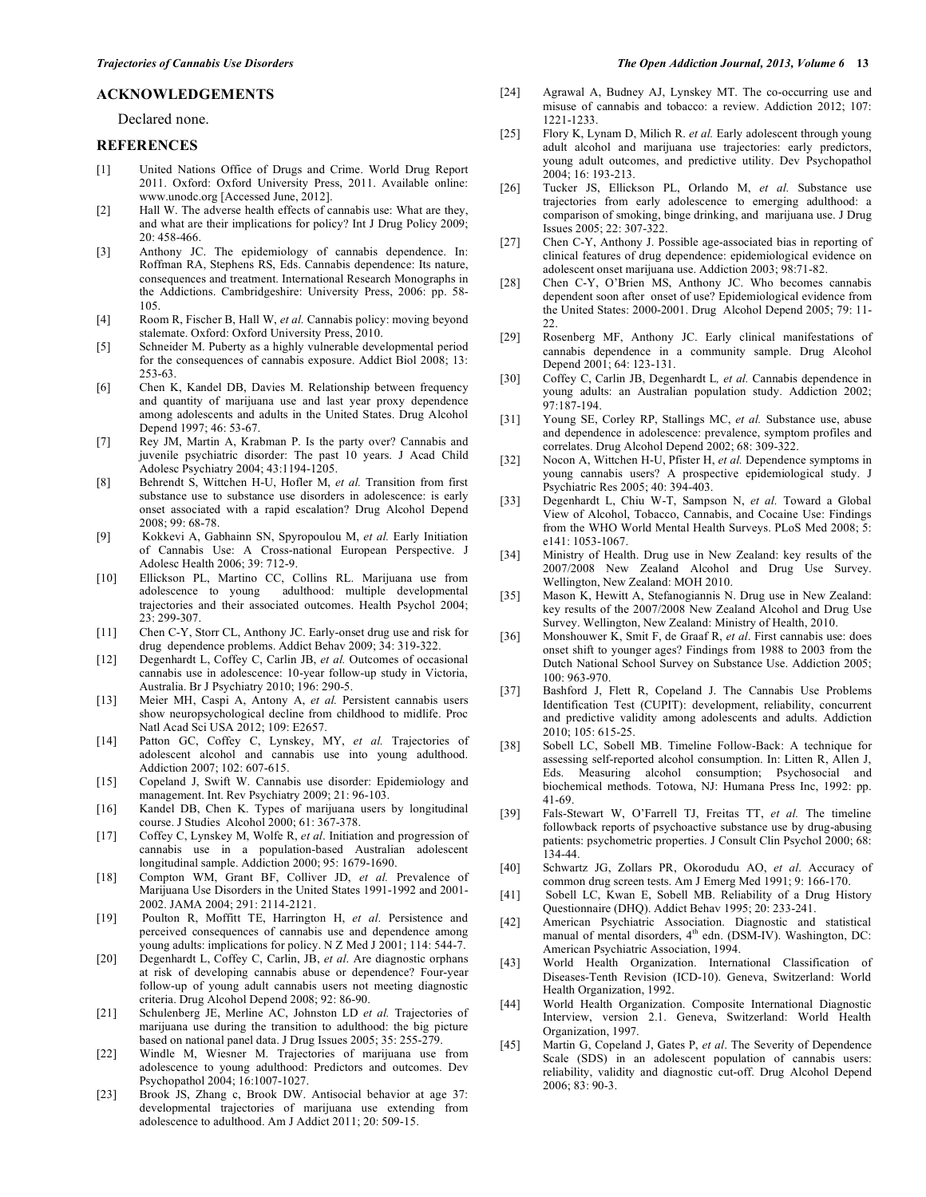## ACKNOWLEDGEMENTS

Declared none.

## REFERENCES

[1] United Nations Office of Drugs and Crime. World Drug Report 2011. Oxford: Oxford University Press, 2011. Available online: www.unodc.org [Accessed June, 2012].

[2] Hall W. The adverse health effects of cannabis use: What are they, and what are their implications for policy? Int J Drug Policy 2009; 20: 458-466.

[3] Anthony JC. The epidemiology of cannabis dependence. In: Roffman RA, Stephens RS, Eds. Cannabis dependence: Its nature, consequences and treatment. International Research Monographs in the Addictions. Cambridgeshire: University Press, 2006: pp. 58-105.

[4] Room R, Fischer B, Hall W, *et al.* Cannabis policy: moving beyond stalemate. Oxford: Oxford University Press, 2010.

[5] Schneider M. Puberty as a highly vulnerable developmental period for the consequences of cannabis exposure. Addict Biol 2008; 13: 253-63.

[6] Chen K, Kandel DB, Davies M. Relationship between frequency and quantity of marijuana use and last year proxy dependence among adolescents and adults in the United States. Drug Alcohol Depend 1997; 46: 53-67.

[7] Rey JM, Martin A, Krabman P. Is the party over? Cannabis and juvenile psychiatric disorder: The past 10 years. J Acad Child Adolesc Psychiatry 2004; 43:1194-1205.

[8] Behrendt S, Wittchen H-U, Hofler M, *et al.* Transition from first substance use to substance use disorders in adolescence: is early onset associated with a rapid escalation? Drug Alcohol Depend 2008; 99: 68-78.

[9] Kokkevi A, Gabhainn SN, Spyropoulou M, *et al.* Early Initiation of Cannabis Use: A Cross-national European Perspective. J Adolesc Health 2006; 39: 712-9.

[10] Ellickson PL, Martino CC, Collins RL. Marijuana use from adolescence to young adulthood: multiple developmental trajectories and their associated outcomes. Health Psychol 2004; 23: 299-307.

[11] Chen C-Y, Storr CL, Anthony JC. Early-onset drug use and risk for drug dependence problems. Addict Behav 2009; 34: 319-322.

[12] Degenhardt L, Coffey C, Carlin JB, *et al.* Outcomes of occasional cannabis use in adolescence: 10-year follow-up study in Victoria, Australia. Br J Psychiatry 2010; 196: 290-5.

[13] Meier MH, Caspi A, Antony A, *et al.* Persistent cannabis users show neuropsychological decline from childhood to midlife. Proc Natl Acad Sci USA 2012; 109: E2657.

[14] Patton GC, Coffey C, Lynskey, MY, *et al.* Trajectories of adolescent alcohol and cannabis use into young adulthood. Addiction 2007; 102: 607-615.

[15] Copeland J, Swift W. Cannabis use disorder: Epidemiology and management. Int. Rev Psychiatry 2009; 21: 96-103.

[16] Kandel DB, Chen K. Types of marijuana users by longitudinal course. J Studies Alcohol 2000; 61: 367-378.

[17] Coffey C, Lynskey M, Wolfe R, *et al.* Initiation and progression of cannabis use in a population-based Australian adolescent longitudinal sample. Addiction 2000; 95: 1679-1690.

[18] Compton WM, Grant BF, Colliver JD, *et al.* Prevalence of Marijuana Use Disorders in the United States 1991-1992 and 2001-2002. JAMA 2004; 291: 2114-2121.

[19] Poulton R, Moffitt TE, Harrington H, *et al*. Persistence and perceived consequences of cannabis use and dependence among young adults: implications for policy. N Z Med J 2001; 114: 544-7.

[20] Degenhardt L, Coffey C, Carlin, JB, *et al*. Are diagnostic orphans at risk of developing cannabis abuse or dependence? Four-year follow-up of young adult cannabis users not meeting diagnostic criteria. Drug Alcohol Depend 2008; 92: 86-90.

[21] Schulenberg JE, Merline AC, Johnston LD *et al.* Trajectories of marijuana use during the transition to adulthood: the big picture based on national panel data. J Drug Issues 2005; 35: 255-279.

[22] Windle M, Wiesner M. Trajectories of marijuana use from adolescence to young adulthood: Predictors and outcomes. Dev Psychopathol 2004; 16:1007-1027.

[23] Brook JS, Zhang c, Brook DW. Antisocial behavior at age 37: developmental trajectories of marijuana use extending from adolescence to adulthood. Am J Addict 2011; 20: 509-15.

[24] Agrawal A, Budney AJ, Lynskey MT. The co-occurring use and misuse of cannabis and tobacco: a review. Addiction 2012; 107: 1221-1233.

[25] Flory K, Lynam D, Milich R. *et al.* Early adolescent through young adult alcohol and marijuana use trajectories: early predictors, young adult outcomes, and predictive utility. Dev Psychopathol 2004; 16: 193-213.

[26] Tucker JS, Ellickson PL, Orlando M, *et al.* Substance use trajectories from early adolescence to emerging adulthood: a comparison of smoking, binge drinking, and marijuana use. J Drug Issues 2005; 22: 307-322.

[27] Chen C-Y, Anthony J. Possible age-associated bias in reporting of clinical features of drug dependence: epidemiological evidence on adolescent onset marijuana use. Addiction 2003; 98:71-82.

[28] Chen C-Y, O'Brien MS, Anthony JC. Who becomes cannabis dependent soon after onset of use? Epidemiological evidence from the United States: 2000-2001. Drug Alcohol Depend 2005; 79: 11-22.

[29] Rosenberg MF, Anthony JC. Early clinical manifestations of cannabis dependence in a community sample. Drug Alcohol Depend 2001; 64: 123-131.

[30] Coffey C, Carlin JB, Degenhardt L, *et al.* Cannabis dependence in young adults: an Australian population study. Addiction 2002; 97:187-194.

[31] Young SE, Corley RP, Stallings MC, *et al.* Substance use, abuse and dependence in adolescence: prevalence, symptom profiles and correlates. Drug Alcohol Depend 2002; 68: 309-322.

[32] Nocon A, Wittchen H-U, Pfister H, *et al.* Dependence symptoms in young cannabis users? A prospective epidemiological study. J Psychiatric Res 2005; 40: 394-403.

[33] Degenhardt L, Chiu W-T, Sampson N, *et al.* Toward a Global View of Alcohol, Tobacco, Cannabis, and Cocaine Use: Findings from the WHO World Mental Health Surveys. PLoS Med 2008; 5: e141: 1053-1067.

[34] Ministry of Health. Drug use in New Zealand: key results of the 2007/2008 New Zealand Alcohol and Drug Use Survey. Wellington, New Zealand: MOH 2010.

[35] Mason K, Hewitt A, Stefanogiannis N. Drug use in New Zealand: key results of the 2007/2008 New Zealand Alcohol and Drug Use Survey. Wellington, New Zealand: Ministry of Health, 2010.

[36] Monshouwer K, Smit F, de Graaf R, *et al*. First cannabis use: does onset shift to younger ages? Findings from 1988 to 2003 from the Dutch National School Survey on Substance Use. Addiction 2005; 100: 963-970.

[37] Bashford J, Flett R, Copeland J. The Cannabis Use Problems Identification Test (CUPIT): development, reliability, concurrent and predictive validity among adolescents and adults. Addiction 2010; 105: 615-25.

[38] Sobell LC, Sobell MB. Timeline Follow-Back: A technique for assessing self-reported alcohol consumption. In: Litten R, Allen J, Eds. Measuring alcohol consumption; Psychosocial and biochemical methods. Totowa, NJ: Humana Press Inc, 1992: pp. 41-69.

[39] Fals-Stewart W, O'Farrell TJ, Freitas TT, *et al.* The timeline followback reports of psychoactive substance use by drug-abusing patients: psychometric properties. J Consult Clin Psychol 2000; 68: 134-44.

[40] Schwartz JG, Zollars PR, Okorodudu AO, *et al*. Accuracy of common drug screen tests. Am J Emerg Med 1991; 9: 166-170.

[41] Sobell LC, Kwan E, Sobell MB. Reliability of a Drug History Questionnaire (DHQ). Addict Behav 1995; 20: 233-241.

[42] American Psychiatric Association. Diagnostic and statistical manual of mental disorders, 4th edn. (DSM-IV). Washington, DC: American Psychiatric Association, 1994.

[43] World Health Organization. International Classification of Diseases-Tenth Revision (ICD-10). Geneva, Switzerland: World Health Organization, 1992.

[44] World Health Organization. Composite International Diagnostic Interview, version 2.1. Geneva, Switzerland: World Health Organization, 1997.

[45] Martin G, Copeland J, Gates P, *et al*. The Severity of Dependence Scale (SDS) in an adolescent population of cannabis users: reliability, validity and diagnostic cut-off. Drug Alcohol Depend 2006; 83: 90-3.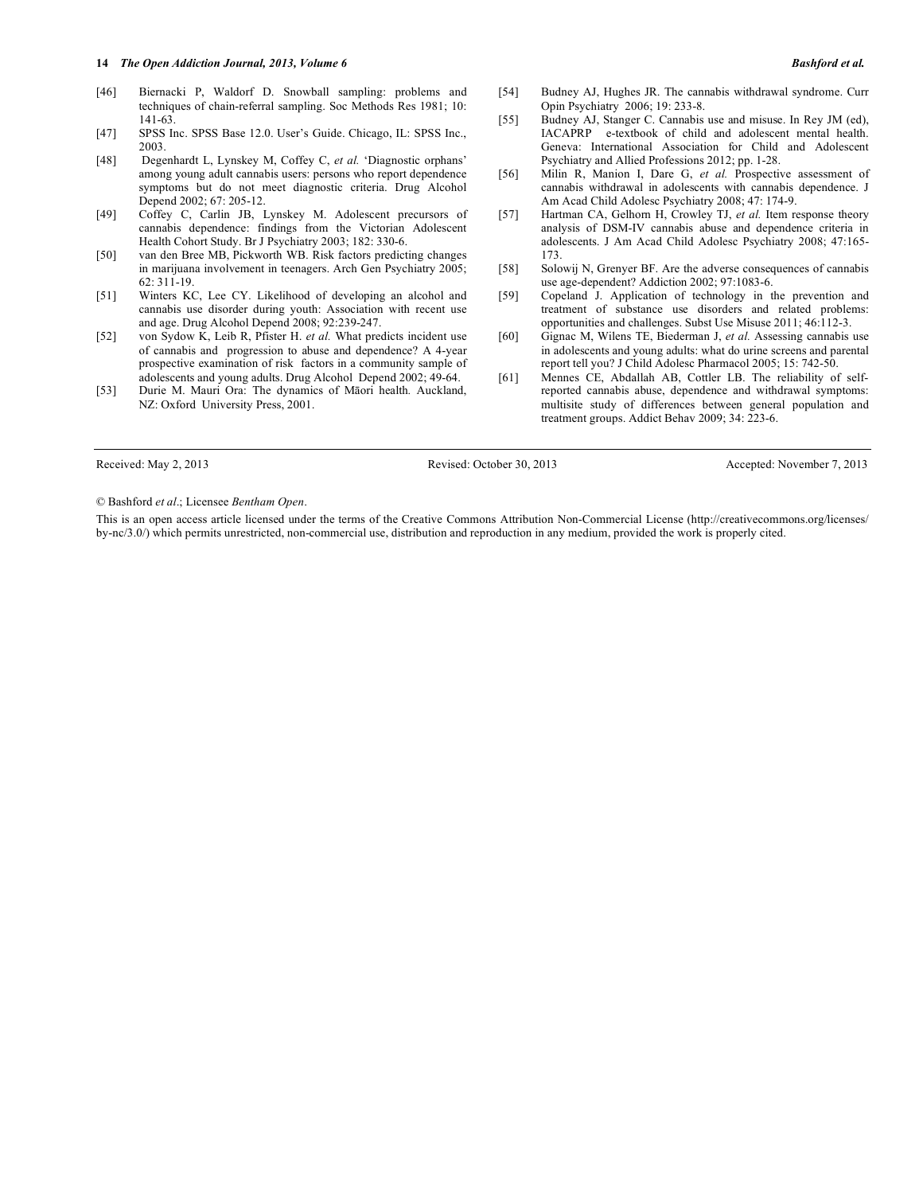[46] Biernacki P, Waldorf D. Snowball sampling: problems and techniques of chain-referral sampling. Soc Methods Res 1981; 10: 141-63.

[47] SPSS Inc. SPSS Base 12.0. User's Guide. Chicago, IL: SPSS Inc., 2003.

[48] Degenhardt L, Lynskey M, Coffey C, *et al.* 'Diagnostic orphans' among young adult cannabis users: persons who report dependence symptoms but do not meet diagnostic criteria. Drug Alcohol Depend 2002; 67: 205-12.

[49] Coffey C, Carlin JB, Lynskey M. Adolescent precursors of cannabis dependence: findings from the Victorian Adolescent Health Cohort Study. Br J Psychiatry 2003; 182: 330-6.

[50] van den Bree MB, Pickworth WB. Risk factors predicting changes in marijuana involvement in teenagers. Arch Gen Psychiatry 2005; 62: 311-19.

[51] Winters KC, Lee CY. Likelihood of developing an alcohol and cannabis use disorder during youth: Association with recent use and age. Drug Alcohol Depend 2008; 92:239-247.

[52] von Sydow K, Leib R, Pfister H. *et al.* What predicts incident use of cannabis and progression to abuse and dependence? A 4-year prospective examination of risk factors in a community sample of adolescents and young adults. Drug Alcohol Depend 2002; 49-64.

[53] Durie M. Mauri Ora: The dynamics of Māori health. Auckland, NZ: Oxford University Press, 2001.

[54] Budney AJ, Hughes JR. The cannabis withdrawal syndrome. Curr Opin Psychiatry 2006; 19: 233-8.

[55] Budney AJ, Stanger C. Cannabis use and misuse. In Rey JM (ed), IACAPRP e-textbook of child and adolescent mental health. Geneva: International Association for Child and Adolescent Psychiatry and Allied Professions 2012; pp. 1-28.

[56] Milin R, Manion I, Dare G, *et al.* Prospective assessment of cannabis withdrawal in adolescents with cannabis dependence. J Am Acad Child Adolesc Psychiatry 2008; 47: 174-9.

[57] Hartman CA, Gelhorn H, Crowley TJ, *et al.* Item response theory analysis of DSM-IV cannabis abuse and dependence criteria in adolescents. J Am Acad Child Adolesc Psychiatry 2008; 47:165-173.

[58] Solowij N, Grenyer BF. Are the adverse consequences of cannabis use age-dependent? Addiction 2002; 97:1083-6.

[59] Copeland J. Application of technology in the prevention and treatment of substance use disorders and related problems: opportunities and challenges. Subst Use Misuse 2011; 46:112-3.

[60] Gignac M, Wilens TE, Biederman J, *et al.* Assessing cannabis use in adolescents and young adults: what do urine screens and parental report tell you? J Child Adolesc Pharmacol 2005; 15: 742-50.

[61] Mennes CE, Abdallah AB, Cottler LB. The reliability of self-reported cannabis abuse, dependence and withdrawal symptoms: multisite study of differences between general population and treatment groups. Addict Behav 2009; 34: 223-6.

Received: May 2, 2013 Revised: October 30, 2013 Accepted: November 7, 2013

© Bashford *et al*.; Licensee *Bentham Open*.

This is an open access article licensed under the terms of the Creative Commons Attribution Non-Commercial License (http://creativecommons.org/licenses/by-nc/3.0/) which permits unrestricted, non-commercial use, distribution and reproduction in any medium, provided the work is properly cited.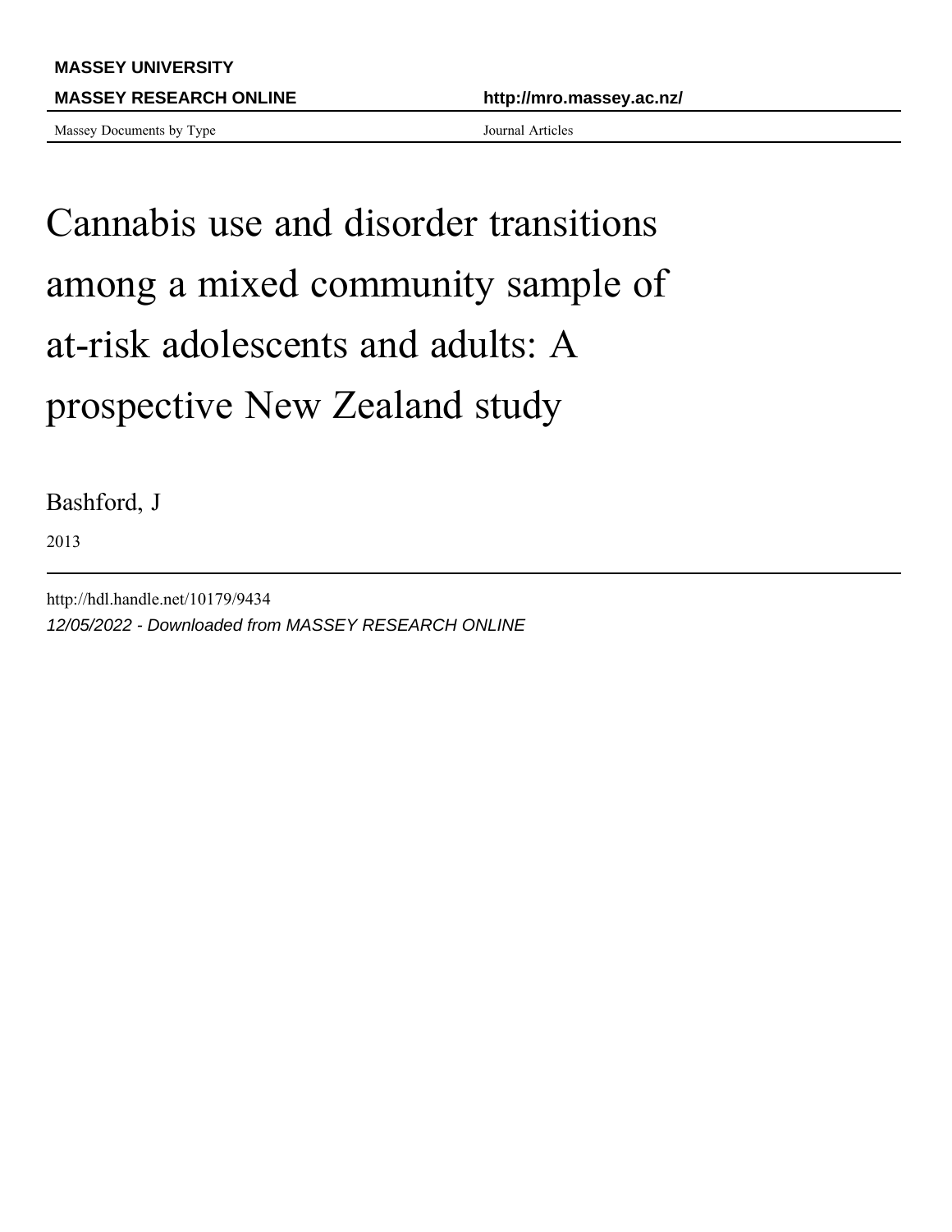MASSEY UNIVERSITY

MASSEY RESEARCH ONLINE http://mro.massey.ac.nz/

Massey Documents by Type Journal Articles

# Cannabis use and disorder transitions among a mixed community sample of at-risk adolescents and adults: A prospective New Zealand study

Bashford, J

2013

http://hdl.handle.net/10179/9434

*12/05/2022 - Downloaded from MASSEY RESEARCH ONLINE*